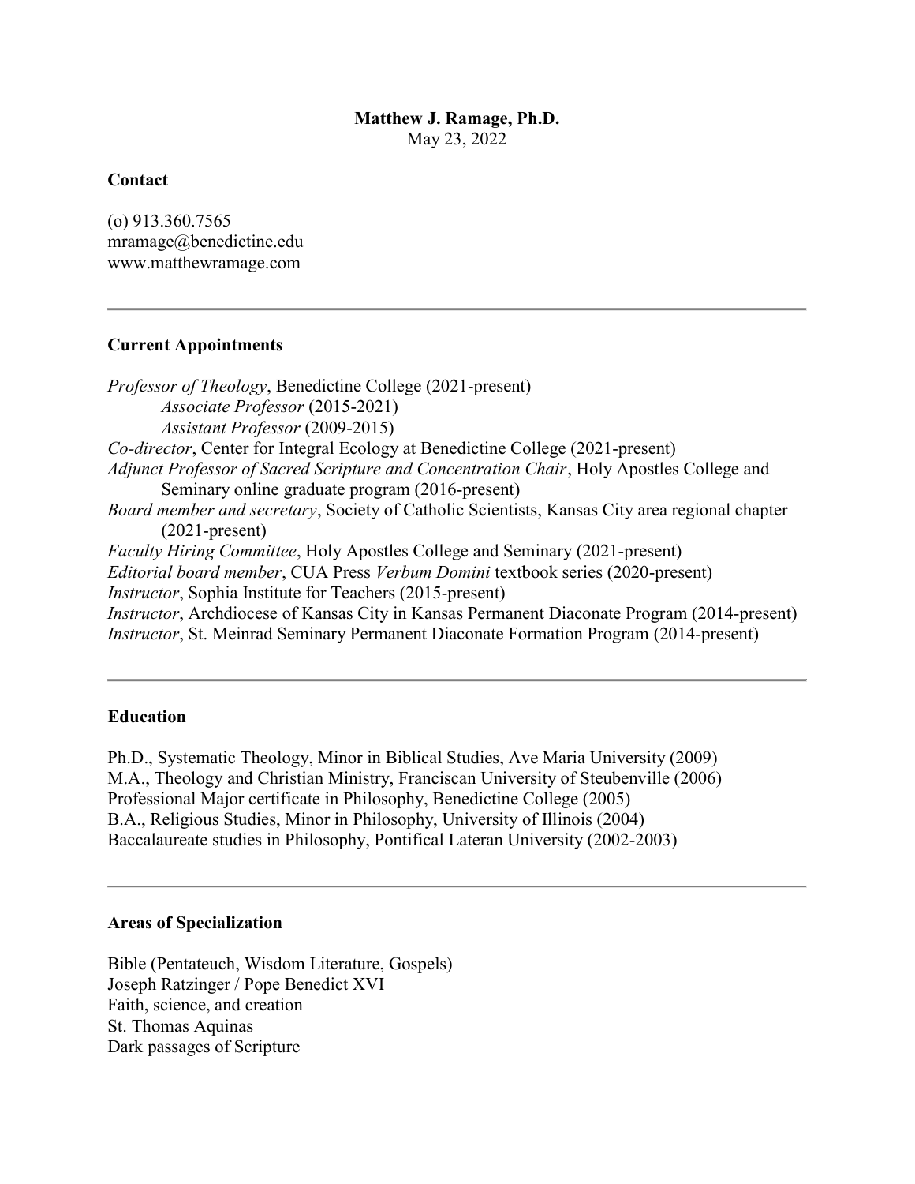**Matthew J. Ramage, Ph.D.**
May 23, 2022

**Contact**

(o) 913.360.7565
mramage@benedictine.edu
www.matthewramage.com

---

**Current Appointments**

*Professor of Theology*, Benedictine College (2021-present)
    *Associate Professor* (2015-2021)
    *Assistant Professor* (2009-2015)
*Co-director*, Center for Integral Ecology at Benedictine College (2021-present)
*Adjunct Professor of Sacred Scripture and Concentration Chair*, Holy Apostles College and Seminary online graduate program (2016-present)
*Board member and secretary*, Society of Catholic Scientists, Kansas City area regional chapter (2021-present)
*Faculty Hiring Committee*, Holy Apostles College and Seminary (2021-present)
*Editorial board member*, CUA Press *Verbum Domini* textbook series (2020-present)
*Instructor*, Sophia Institute for Teachers (2015-present)
*Instructor*, Archdiocese of Kansas City in Kansas Permanent Diaconate Program (2014-present)
*Instructor*, St. Meinrad Seminary Permanent Diaconate Formation Program (2014-present)

---

**Education**

Ph.D., Systematic Theology, Minor in Biblical Studies, Ave Maria University (2009)
M.A., Theology and Christian Ministry, Franciscan University of Steubenville (2006)
Professional Major certificate in Philosophy, Benedictine College (2005)
B.A., Religious Studies, Minor in Philosophy, University of Illinois (2004)
Baccalaureate studies in Philosophy, Pontifical Lateran University (2002-2003)

---

**Areas of Specialization**

Bible (Pentateuch, Wisdom Literature, Gospels)
Joseph Ratzinger / Pope Benedict XVI
Faith, science, and creation
St. Thomas Aquinas
Dark passages of Scripture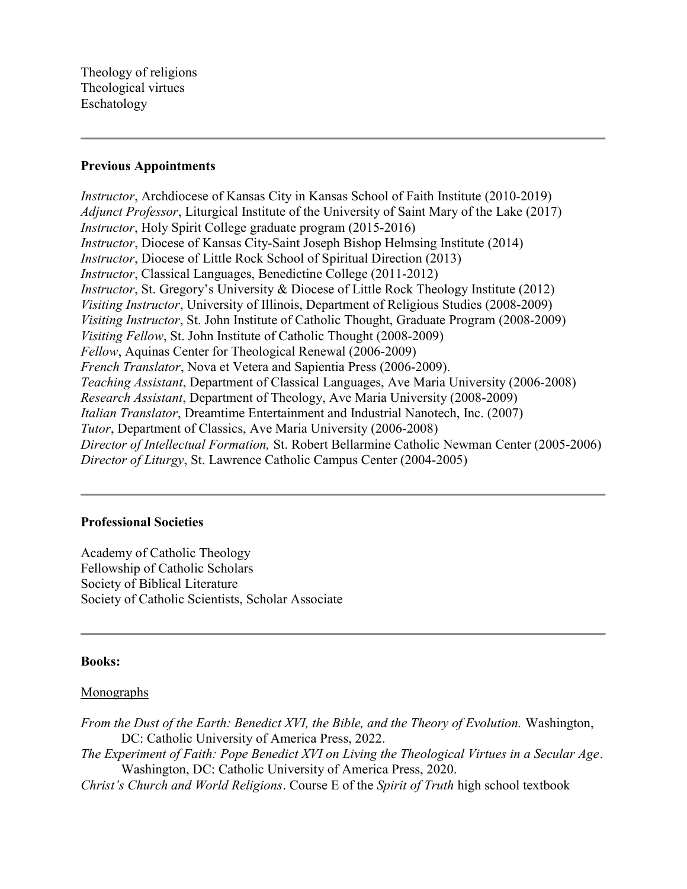Theology of religions
Theological virtues
Eschatology

---

**Previous Appointments**

*Instructor*, Archdiocese of Kansas City in Kansas School of Faith Institute (2010-2019)
*Adjunct Professor*, Liturgical Institute of the University of Saint Mary of the Lake (2017)
*Instructor*, Holy Spirit College graduate program (2015-2016)
*Instructor*, Diocese of Kansas City-Saint Joseph Bishop Helmsing Institute (2014)
*Instructor*, Diocese of Little Rock School of Spiritual Direction (2013)
*Instructor*, Classical Languages, Benedictine College (2011-2012)
*Instructor*, St. Gregory's University & Diocese of Little Rock Theology Institute (2012)
*Visiting Instructor*, University of Illinois, Department of Religious Studies (2008-2009)
*Visiting Instructor*, St. John Institute of Catholic Thought, Graduate Program (2008-2009)
*Visiting Fellow*, St. John Institute of Catholic Thought (2008-2009)
*Fellow*, Aquinas Center for Theological Renewal (2006-2009)
*French Translator*, Nova et Vetera and Sapientia Press (2006-2009).
*Teaching Assistant*, Department of Classical Languages, Ave Maria University (2006-2008)
*Research Assistant*, Department of Theology, Ave Maria University (2008-2009)
*Italian Translator*, Dreamtime Entertainment and Industrial Nanotech, Inc. (2007)
*Tutor*, Department of Classics, Ave Maria University (2006-2008)
*Director of Intellectual Formation,* St. Robert Bellarmine Catholic Newman Center (2005-2006)
*Director of Liturgy*, St. Lawrence Catholic Campus Center (2004-2005)

---

**Professional Societies**

Academy of Catholic Theology
Fellowship of Catholic Scholars
Society of Biblical Literature
Society of Catholic Scientists, Scholar Associate

---

**Books:**

Monographs

*From the Dust of the Earth: Benedict XVI, the Bible, and the Theory of Evolution.* Washington, DC: Catholic University of America Press, 2022.

*The Experiment of Faith: Pope Benedict XVI on Living the Theological Virtues in a Secular Age*. Washington, DC: Catholic University of America Press, 2020.

*Christ's Church and World Religions*. Course E of the *Spirit of Truth* high school textbook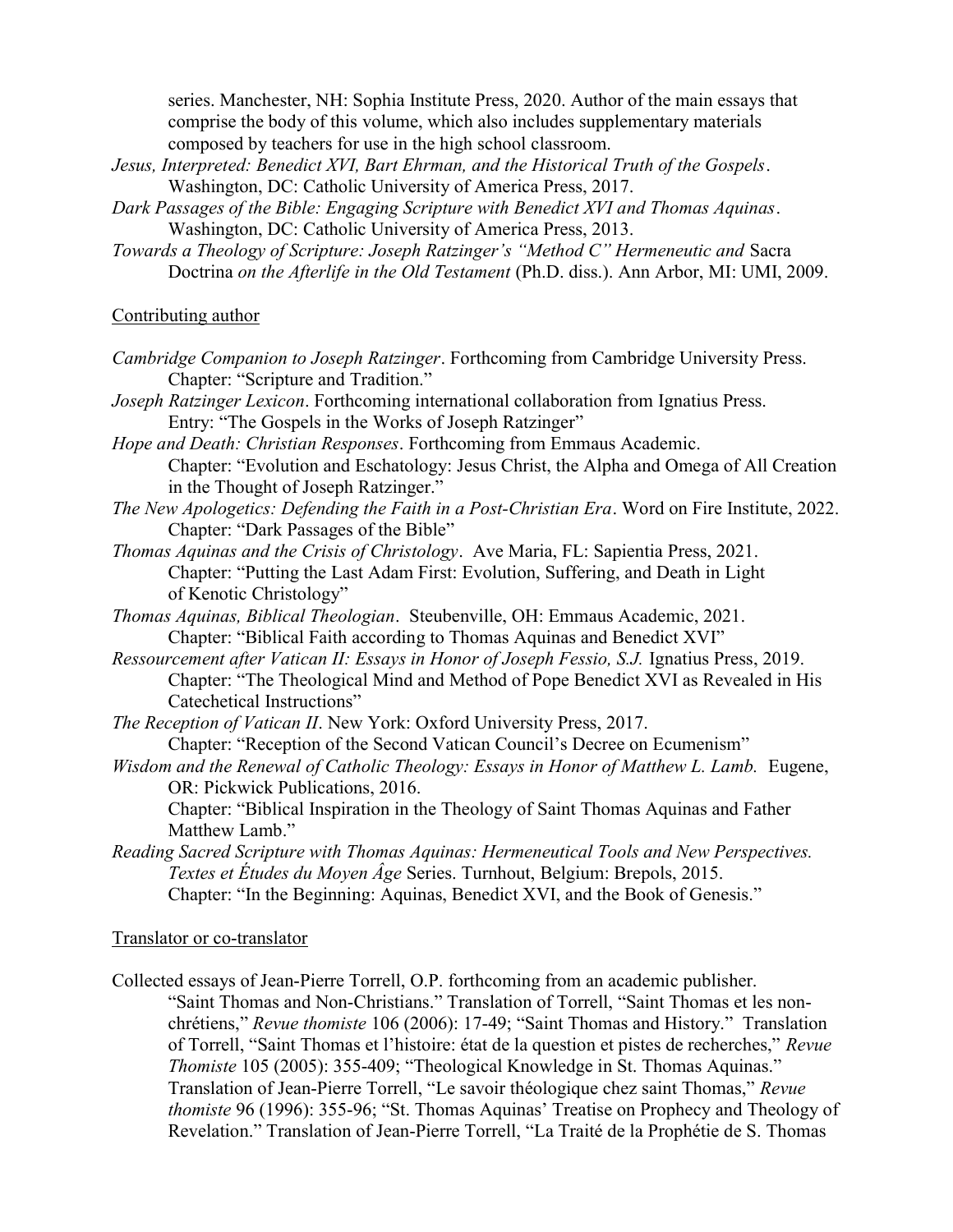series. Manchester, NH: Sophia Institute Press, 2020. Author of the main essays that comprise the body of this volume, which also includes supplementary materials composed by teachers for use in the high school classroom.

*Jesus, Interpreted: Benedict XVI, Bart Ehrman, and the Historical Truth of the Gospels*. Washington, DC: Catholic University of America Press, 2017.

*Dark Passages of the Bible: Engaging Scripture with Benedict XVI and Thomas Aquinas*. Washington, DC: Catholic University of America Press, 2013.

*Towards a Theology of Scripture: Joseph Ratzinger's "Method C" Hermeneutic and* Sacra Doctrina *on the Afterlife in the Old Testament* (Ph.D. diss.). Ann Arbor, MI: UMI, 2009.

Contributing author

*Cambridge Companion to Joseph Ratzinger*. Forthcoming from Cambridge University Press. Chapter: "Scripture and Tradition."

*Joseph Ratzinger Lexicon*. Forthcoming international collaboration from Ignatius Press. Entry: "The Gospels in the Works of Joseph Ratzinger"

*Hope and Death: Christian Responses*. Forthcoming from Emmaus Academic. Chapter: "Evolution and Eschatology: Jesus Christ, the Alpha and Omega of All Creation in the Thought of Joseph Ratzinger."

*The New Apologetics: Defending the Faith in a Post-Christian Era*. Word on Fire Institute, 2022. Chapter: "Dark Passages of the Bible"

*Thomas Aquinas and the Crisis of Christology*. Ave Maria, FL: Sapientia Press, 2021. Chapter: "Putting the Last Adam First: Evolution, Suffering, and Death in Light of Kenotic Christology"

*Thomas Aquinas, Biblical Theologian*. Steubenville, OH: Emmaus Academic, 2021. Chapter: "Biblical Faith according to Thomas Aquinas and Benedict XVI"

*Ressourcement after Vatican II: Essays in Honor of Joseph Fessio, S.J.* Ignatius Press, 2019. Chapter: "The Theological Mind and Method of Pope Benedict XVI as Revealed in His Catechetical Instructions"

*The Reception of Vatican II*. New York: Oxford University Press, 2017. Chapter: "Reception of the Second Vatican Council's Decree on Ecumenism"

*Wisdom and the Renewal of Catholic Theology: Essays in Honor of Matthew L. Lamb.* Eugene, OR: Pickwick Publications, 2016. Chapter: "Biblical Inspiration in the Theology of Saint Thomas Aquinas and Father Matthew Lamb."

*Reading Sacred Scripture with Thomas Aquinas: Hermeneutical Tools and New Perspectives. Textes et Études du Moyen Âge* Series. Turnhout, Belgium: Brepols, 2015. Chapter: "In the Beginning: Aquinas, Benedict XVI, and the Book of Genesis."

Translator or co-translator

Collected essays of Jean-Pierre Torrell, O.P. forthcoming from an academic publisher. "Saint Thomas and Non-Christians." Translation of Torrell, "Saint Thomas et les non-chrétiens," *Revue thomiste* 106 (2006): 17-49; "Saint Thomas and History." Translation of Torrell, "Saint Thomas et l'histoire: état de la question et pistes de recherches," *Revue Thomiste* 105 (2005): 355-409; "Theological Knowledge in St. Thomas Aquinas." Translation of Jean-Pierre Torrell, "Le savoir théologique chez saint Thomas," *Revue thomiste* 96 (1996): 355-96; "St. Thomas Aquinas' Treatise on Prophecy and Theology of Revelation." Translation of Jean-Pierre Torrell, "La Traité de la Prophétie de S. Thomas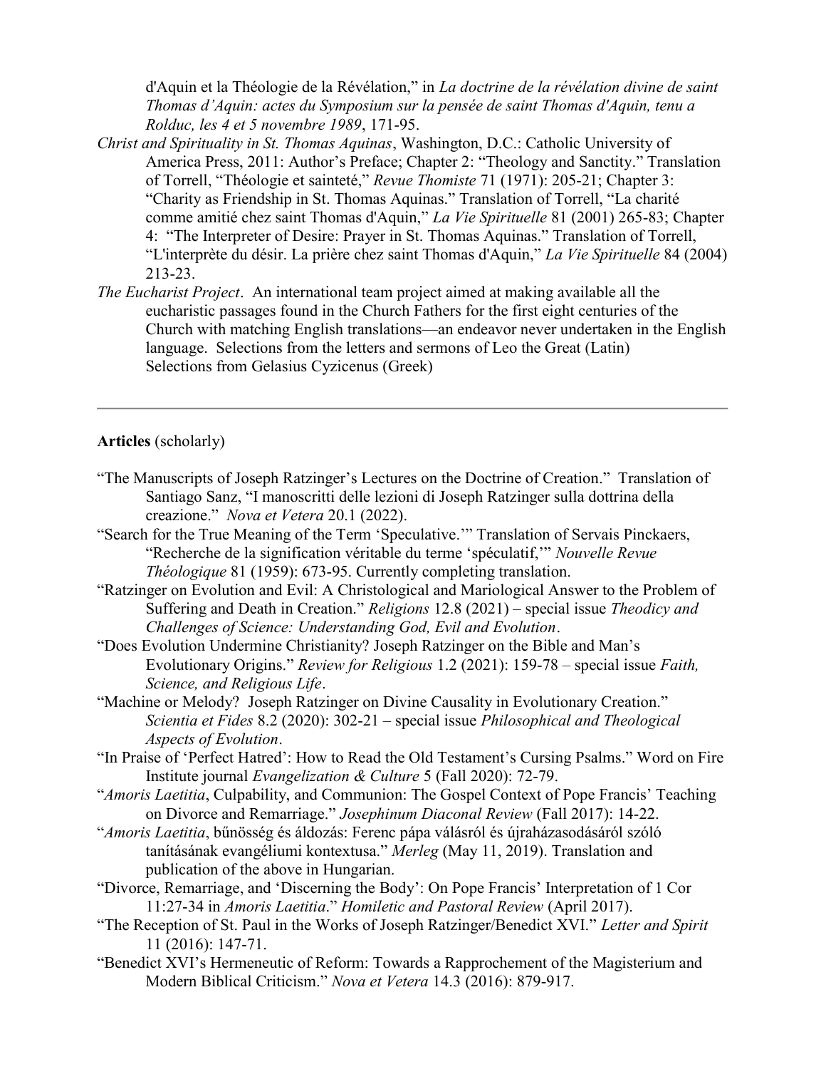d'Aquin et la Théologie de la Révélation," in *La doctrine de la révélation divine de saint Thomas d'Aquin: actes du Symposium sur la pensée de saint Thomas d'Aquin, tenu a Rolduc, les 4 et 5 novembre 1989*, 171-95.

*Christ and Spirituality in St. Thomas Aquinas*, Washington, D.C.: Catholic University of America Press, 2011: Author's Preface; Chapter 2: "Theology and Sanctity." Translation of Torrell, "Théologie et sainteté," *Revue Thomiste* 71 (1971): 205-21; Chapter 3: "Charity as Friendship in St. Thomas Aquinas." Translation of Torrell, "La charité comme amitié chez saint Thomas d'Aquin," *La Vie Spirituelle* 81 (2001) 265-83; Chapter 4: "The Interpreter of Desire: Prayer in St. Thomas Aquinas." Translation of Torrell, "L'interprète du désir. La prière chez saint Thomas d'Aquin," *La Vie Spirituelle* 84 (2004) 213-23.

*The Eucharist Project*. An international team project aimed at making available all the eucharistic passages found in the Church Fathers for the first eight centuries of the Church with matching English translations—an endeavor never undertaken in the English language. Selections from the letters and sermons of Leo the Great (Latin) Selections from Gelasius Cyzicenus (Greek)

---

**Articles** (scholarly)

"The Manuscripts of Joseph Ratzinger's Lectures on the Doctrine of Creation." Translation of Santiago Sanz, "I manoscritti delle lezioni di Joseph Ratzinger sulla dottrina della creazione." *Nova et Vetera* 20.1 (2022).

"Search for the True Meaning of the Term 'Speculative.'" Translation of Servais Pinckaers, "Recherche de la signification véritable du terme 'spéculatif,'" *Nouvelle Revue Théologique* 81 (1959): 673-95. Currently completing translation.

"Ratzinger on Evolution and Evil: A Christological and Mariological Answer to the Problem of Suffering and Death in Creation." *Religions* 12.8 (2021) – special issue *Theodicy and Challenges of Science: Understanding God, Evil and Evolution*.

"Does Evolution Undermine Christianity? Joseph Ratzinger on the Bible and Man's Evolutionary Origins." *Review for Religious* 1.2 (2021): 159-78 – special issue *Faith, Science, and Religious Life*.

"Machine or Melody? Joseph Ratzinger on Divine Causality in Evolutionary Creation." *Scientia et Fides* 8.2 (2020): 302-21 – special issue *Philosophical and Theological Aspects of Evolution*.

"In Praise of 'Perfect Hatred': How to Read the Old Testament's Cursing Psalms." Word on Fire Institute journal *Evangelization & Culture* 5 (Fall 2020): 72-79.

"*Amoris Laetitia*, Culpability, and Communion: The Gospel Context of Pope Francis' Teaching on Divorce and Remarriage." *Josephinum Diaconal Review* (Fall 2017): 14-22.

"*Amoris Laetitia*, bűnösség és áldozás: Ferenc pápa válásról és újraházasodásáról szóló tanításának evangéliumi kontextusa." *Merleg* (May 11, 2019). Translation and publication of the above in Hungarian.

"Divorce, Remarriage, and 'Discerning the Body': On Pope Francis' Interpretation of 1 Cor 11:27-34 in *Amoris Laetitia*." *Homiletic and Pastoral Review* (April 2017).

"The Reception of St. Paul in the Works of Joseph Ratzinger/Benedict XVI." *Letter and Spirit* 11 (2016): 147-71.

"Benedict XVI's Hermeneutic of Reform: Towards a Rapprochement of the Magisterium and Modern Biblical Criticism." *Nova et Vetera* 14.3 (2016): 879-917.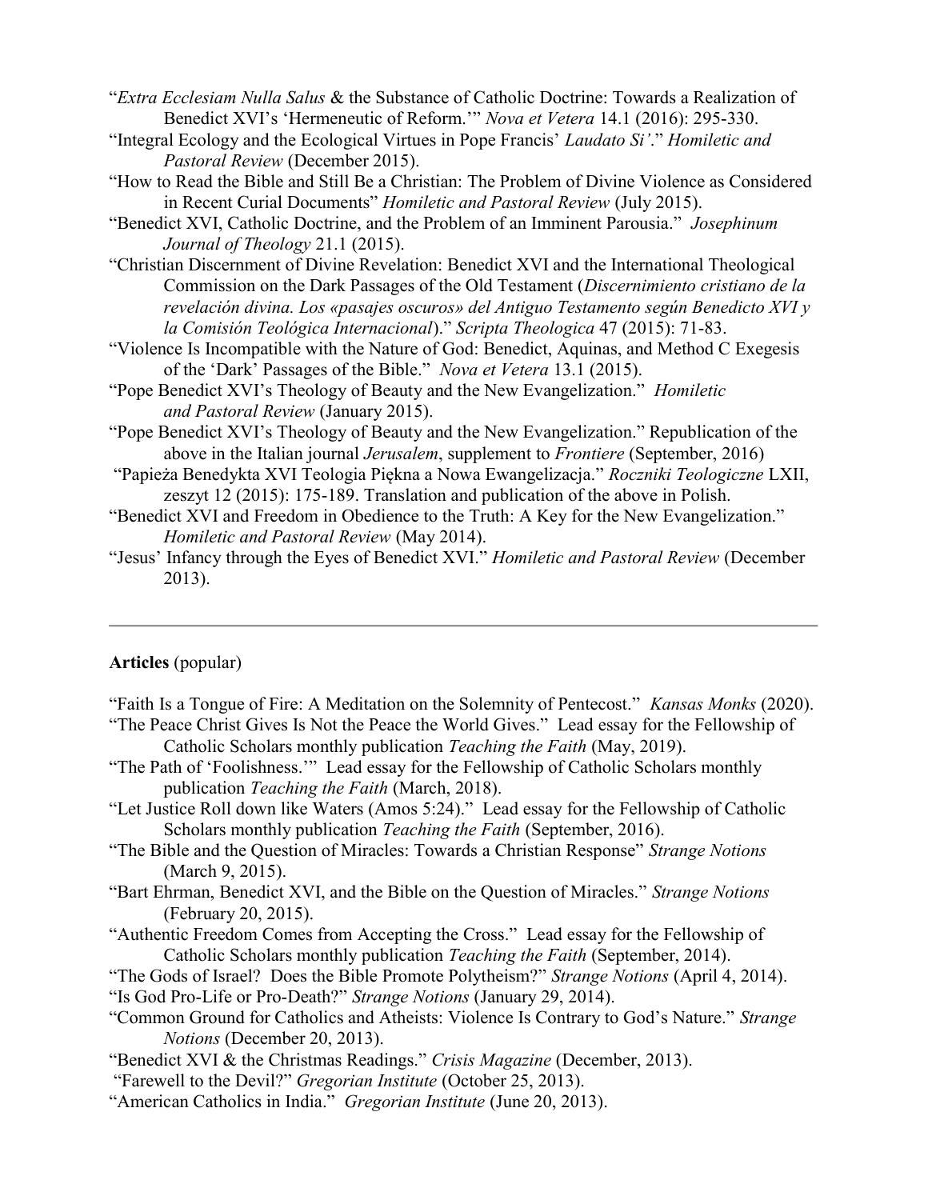"*Extra Ecclesiam Nulla Salus* & the Substance of Catholic Doctrine: Towards a Realization of Benedict XVI's 'Hermeneutic of Reform.'" *Nova et Vetera* 14.1 (2016): 295-330.

"Integral Ecology and the Ecological Virtues in Pope Francis' *Laudato Si'*." *Homiletic and Pastoral Review* (December 2015).

"How to Read the Bible and Still Be a Christian: The Problem of Divine Violence as Considered in Recent Curial Documents" *Homiletic and Pastoral Review* (July 2015).

"Benedict XVI, Catholic Doctrine, and the Problem of an Imminent Parousia." *Josephinum Journal of Theology* 21.1 (2015).

"Christian Discernment of Divine Revelation: Benedict XVI and the International Theological Commission on the Dark Passages of the Old Testament (*Discernimiento cristiano de la revelación divina. Los «pasajes oscuros» del Antiguo Testamento según Benedicto XVI y la Comisión Teológica Internacional*)." *Scripta Theologica* 47 (2015): 71-83.

"Violence Is Incompatible with the Nature of God: Benedict, Aquinas, and Method C Exegesis of the 'Dark' Passages of the Bible." *Nova et Vetera* 13.1 (2015).

"Pope Benedict XVI's Theology of Beauty and the New Evangelization." *Homiletic and Pastoral Review* (January 2015).

"Pope Benedict XVI's Theology of Beauty and the New Evangelization." Republication of the above in the Italian journal *Jerusalem*, supplement to *Frontiere* (September, 2016)

"Papieża Benedykta XVI Teologia Piękna a Nowa Ewangelizacja." *Roczniki Teologiczne* LXII, zeszyt 12 (2015): 175-189. Translation and publication of the above in Polish.

"Benedict XVI and Freedom in Obedience to the Truth: A Key for the New Evangelization." *Homiletic and Pastoral Review* (May 2014).

"Jesus' Infancy through the Eyes of Benedict XVI." *Homiletic and Pastoral Review* (December 2013).

---

**Articles** (popular)

"Faith Is a Tongue of Fire: A Meditation on the Solemnity of Pentecost." *Kansas Monks* (2020).

"The Peace Christ Gives Is Not the Peace the World Gives." Lead essay for the Fellowship of Catholic Scholars monthly publication *Teaching the Faith* (May, 2019).

"The Path of 'Foolishness.'" Lead essay for the Fellowship of Catholic Scholars monthly publication *Teaching the Faith* (March, 2018).

"Let Justice Roll down like Waters (Amos 5:24)." Lead essay for the Fellowship of Catholic Scholars monthly publication *Teaching the Faith* (September, 2016).

"The Bible and the Question of Miracles: Towards a Christian Response" *Strange Notions* (March 9, 2015).

"Bart Ehrman, Benedict XVI, and the Bible on the Question of Miracles." *Strange Notions* (February 20, 2015).

"Authentic Freedom Comes from Accepting the Cross." Lead essay for the Fellowship of Catholic Scholars monthly publication *Teaching the Faith* (September, 2014).

"The Gods of Israel? Does the Bible Promote Polytheism?" *Strange Notions* (April 4, 2014).

"Is God Pro-Life or Pro-Death?" *Strange Notions* (January 29, 2014).

"Common Ground for Catholics and Atheists: Violence Is Contrary to God's Nature." *Strange Notions* (December 20, 2013).

"Benedict XVI & the Christmas Readings." *Crisis Magazine* (December, 2013).

"Farewell to the Devil?" *Gregorian Institute* (October 25, 2013).

"American Catholics in India." *Gregorian Institute* (June 20, 2013).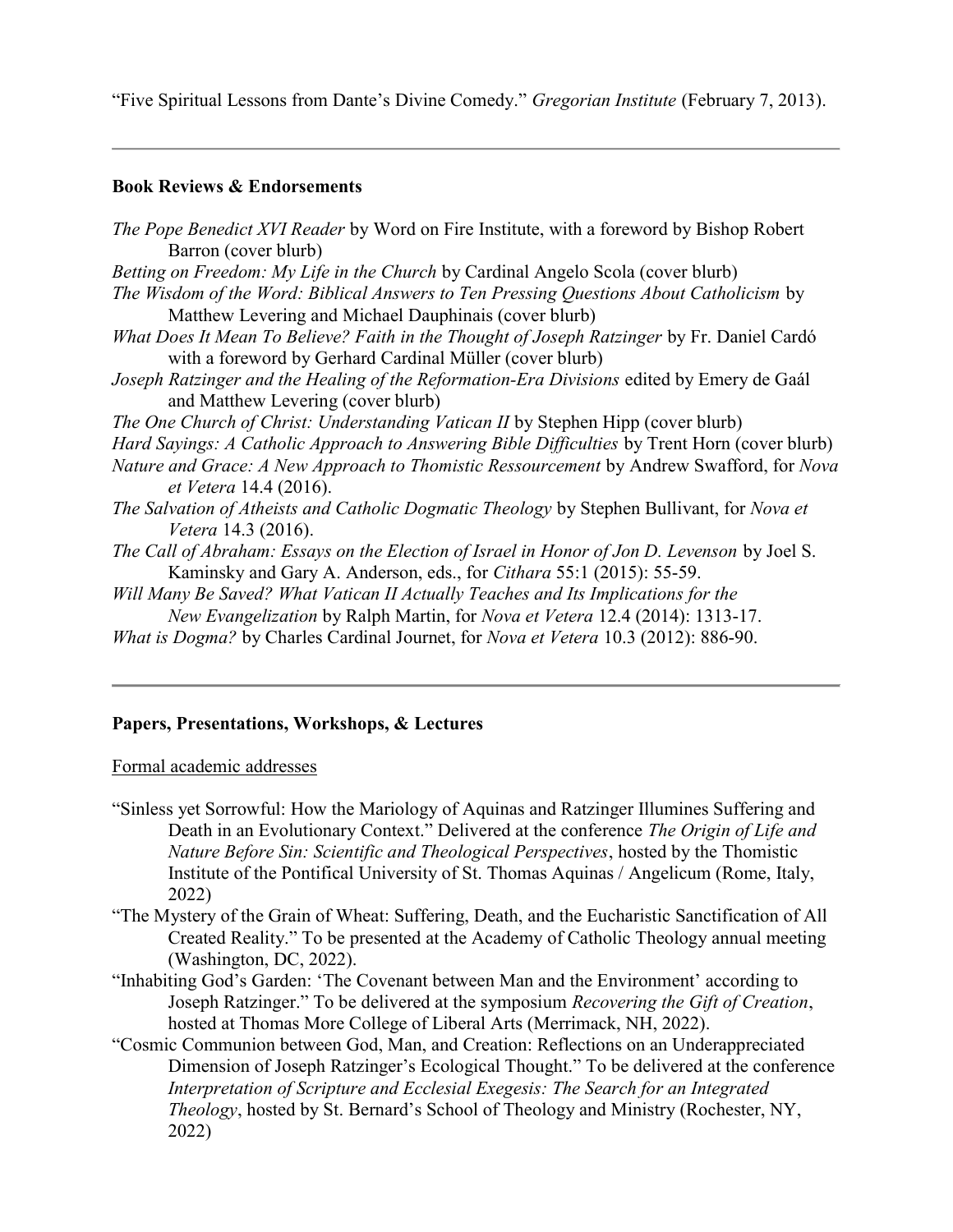"Five Spiritual Lessons from Dante's Divine Comedy." *Gregorian Institute* (February 7, 2013).

---

**Book Reviews & Endorsements**

*The Pope Benedict XVI Reader* by Word on Fire Institute, with a foreword by Bishop Robert Barron (cover blurb)

*Betting on Freedom: My Life in the Church* by Cardinal Angelo Scola (cover blurb)

*The Wisdom of the Word: Biblical Answers to Ten Pressing Questions About Catholicism* by Matthew Levering and Michael Dauphinais (cover blurb)

*What Does It Mean To Believe? Faith in the Thought of Joseph Ratzinger* by Fr. Daniel Cardó with a foreword by Gerhard Cardinal Müller (cover blurb)

*Joseph Ratzinger and the Healing of the Reformation-Era Divisions* edited by Emery de Gaál and Matthew Levering (cover blurb)

*The One Church of Christ: Understanding Vatican II* by Stephen Hipp (cover blurb)

*Hard Sayings: A Catholic Approach to Answering Bible Difficulties* by Trent Horn (cover blurb)

*Nature and Grace: A New Approach to Thomistic Ressourcement* by Andrew Swafford, for *Nova et Vetera* 14.4 (2016).

*The Salvation of Atheists and Catholic Dogmatic Theology* by Stephen Bullivant, for *Nova et Vetera* 14.3 (2016).

*The Call of Abraham: Essays on the Election of Israel in Honor of Jon D. Levenson* by Joel S. Kaminsky and Gary A. Anderson, eds., for *Cithara* 55:1 (2015): 55-59.

*Will Many Be Saved? What Vatican II Actually Teaches and Its Implications for the New Evangelization* by Ralph Martin, for *Nova et Vetera* 12.4 (2014): 1313-17.

*What is Dogma?* by Charles Cardinal Journet, for *Nova et Vetera* 10.3 (2012): 886-90.

---

**Papers, Presentations, Workshops, & Lectures**

Formal academic addresses

"Sinless yet Sorrowful: How the Mariology of Aquinas and Ratzinger Illumines Suffering and Death in an Evolutionary Context." Delivered at the conference *The Origin of Life and Nature Before Sin: Scientific and Theological Perspectives*, hosted by the Thomistic Institute of the Pontifical University of St. Thomas Aquinas / Angelicum (Rome, Italy, 2022)

"The Mystery of the Grain of Wheat: Suffering, Death, and the Eucharistic Sanctification of All Created Reality." To be presented at the Academy of Catholic Theology annual meeting (Washington, DC, 2022).

"Inhabiting God's Garden: 'The Covenant between Man and the Environment' according to Joseph Ratzinger." To be delivered at the symposium *Recovering the Gift of Creation*, hosted at Thomas More College of Liberal Arts (Merrimack, NH, 2022).

"Cosmic Communion between God, Man, and Creation: Reflections on an Underappreciated Dimension of Joseph Ratzinger's Ecological Thought." To be delivered at the conference *Interpretation of Scripture and Ecclesial Exegesis: The Search for an Integrated Theology*, hosted by St. Bernard's School of Theology and Ministry (Rochester, NY, 2022)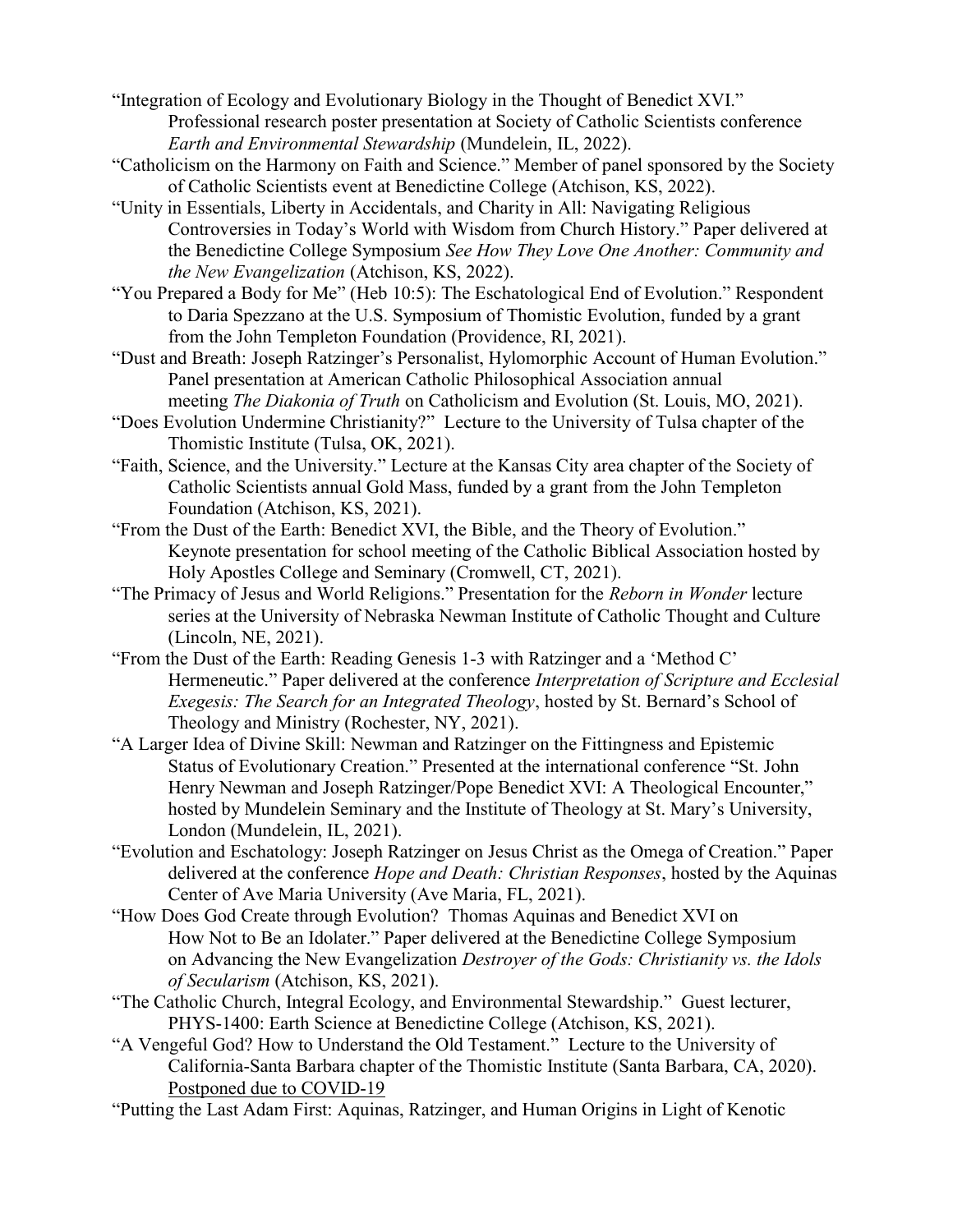"Integration of Ecology and Evolutionary Biology in the Thought of Benedict XVI." Professional research poster presentation at Society of Catholic Scientists conference *Earth and Environmental Stewardship* (Mundelein, IL, 2022).

"Catholicism on the Harmony on Faith and Science." Member of panel sponsored by the Society of Catholic Scientists event at Benedictine College (Atchison, KS, 2022).

"Unity in Essentials, Liberty in Accidentals, and Charity in All: Navigating Religious Controversies in Today's World with Wisdom from Church History." Paper delivered at the Benedictine College Symposium *See How They Love One Another: Community and the New Evangelization* (Atchison, KS, 2022).

"You Prepared a Body for Me" (Heb 10:5): The Eschatological End of Evolution." Respondent to Daria Spezzano at the U.S. Symposium of Thomistic Evolution, funded by a grant from the John Templeton Foundation (Providence, RI, 2021).

"Dust and Breath: Joseph Ratzinger's Personalist, Hylomorphic Account of Human Evolution." Panel presentation at American Catholic Philosophical Association annual meeting *The Diakonia of Truth* on Catholicism and Evolution (St. Louis, MO, 2021).

"Does Evolution Undermine Christianity?" Lecture to the University of Tulsa chapter of the Thomistic Institute (Tulsa, OK, 2021).

"Faith, Science, and the University." Lecture at the Kansas City area chapter of the Society of Catholic Scientists annual Gold Mass, funded by a grant from the John Templeton Foundation (Atchison, KS, 2021).

"From the Dust of the Earth: Benedict XVI, the Bible, and the Theory of Evolution." Keynote presentation for school meeting of the Catholic Biblical Association hosted by Holy Apostles College and Seminary (Cromwell, CT, 2021).

"The Primacy of Jesus and World Religions." Presentation for the *Reborn in Wonder* lecture series at the University of Nebraska Newman Institute of Catholic Thought and Culture (Lincoln, NE, 2021).

"From the Dust of the Earth: Reading Genesis 1-3 with Ratzinger and a 'Method C' Hermeneutic." Paper delivered at the conference *Interpretation of Scripture and Ecclesial Exegesis: The Search for an Integrated Theology*, hosted by St. Bernard's School of Theology and Ministry (Rochester, NY, 2021).

"A Larger Idea of Divine Skill: Newman and Ratzinger on the Fittingness and Epistemic Status of Evolutionary Creation." Presented at the international conference "St. John Henry Newman and Joseph Ratzinger/Pope Benedict XVI: A Theological Encounter," hosted by Mundelein Seminary and the Institute of Theology at St. Mary's University, London (Mundelein, IL, 2021).

"Evolution and Eschatology: Joseph Ratzinger on Jesus Christ as the Omega of Creation." Paper delivered at the conference *Hope and Death: Christian Responses*, hosted by the Aquinas Center of Ave Maria University (Ave Maria, FL, 2021).

"How Does God Create through Evolution? Thomas Aquinas and Benedict XVI on How Not to Be an Idolater." Paper delivered at the Benedictine College Symposium on Advancing the New Evangelization *Destroyer of the Gods: Christianity vs. the Idols of Secularism* (Atchison, KS, 2021).

"The Catholic Church, Integral Ecology, and Environmental Stewardship." Guest lecturer, PHYS-1400: Earth Science at Benedictine College (Atchison, KS, 2021).

"A Vengeful God? How to Understand the Old Testament." Lecture to the University of California-Santa Barbara chapter of the Thomistic Institute (Santa Barbara, CA, 2020). Postponed due to COVID-19

"Putting the Last Adam First: Aquinas, Ratzinger, and Human Origins in Light of Kenotic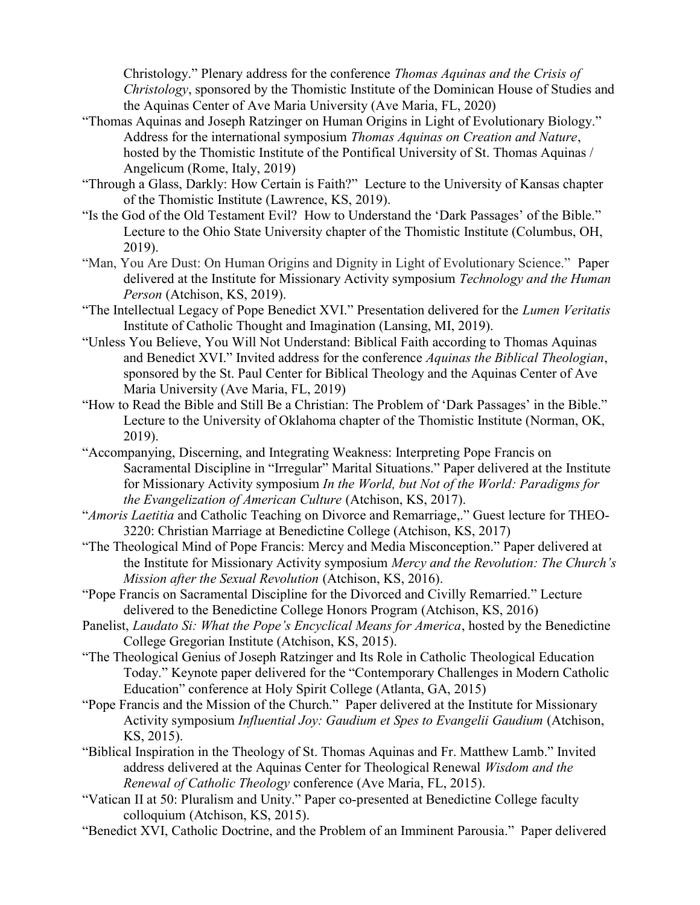Christology." Plenary address for the conference *Thomas Aquinas and the Crisis of Christology*, sponsored by the Thomistic Institute of the Dominican House of Studies and the Aquinas Center of Ave Maria University (Ave Maria, FL, 2020)

"Thomas Aquinas and Joseph Ratzinger on Human Origins in Light of Evolutionary Biology." Address for the international symposium *Thomas Aquinas on Creation and Nature*, hosted by the Thomistic Institute of the Pontifical University of St. Thomas Aquinas / Angelicum (Rome, Italy, 2019)

"Through a Glass, Darkly: How Certain is Faith?" Lecture to the University of Kansas chapter of the Thomistic Institute (Lawrence, KS, 2019).

"Is the God of the Old Testament Evil? How to Understand the 'Dark Passages' of the Bible." Lecture to the Ohio State University chapter of the Thomistic Institute (Columbus, OH, 2019).

"Man, You Are Dust: On Human Origins and Dignity in Light of Evolutionary Science." Paper delivered at the Institute for Missionary Activity symposium *Technology and the Human Person* (Atchison, KS, 2019).

"The Intellectual Legacy of Pope Benedict XVI." Presentation delivered for the *Lumen Veritatis* Institute of Catholic Thought and Imagination (Lansing, MI, 2019).

"Unless You Believe, You Will Not Understand: Biblical Faith according to Thomas Aquinas and Benedict XVI." Invited address for the conference *Aquinas the Biblical Theologian*, sponsored by the St. Paul Center for Biblical Theology and the Aquinas Center of Ave Maria University (Ave Maria, FL, 2019)

"How to Read the Bible and Still Be a Christian: The Problem of 'Dark Passages' in the Bible." Lecture to the University of Oklahoma chapter of the Thomistic Institute (Norman, OK, 2019).

"Accompanying, Discerning, and Integrating Weakness: Interpreting Pope Francis on Sacramental Discipline in "Irregular" Marital Situations." Paper delivered at the Institute for Missionary Activity symposium *In the World, but Not of the World: Paradigms for the Evangelization of American Culture* (Atchison, KS, 2017).

"*Amoris Laetitia* and Catholic Teaching on Divorce and Remarriage,." Guest lecture for THEO-3220: Christian Marriage at Benedictine College (Atchison, KS, 2017)

"The Theological Mind of Pope Francis: Mercy and Media Misconception." Paper delivered at the Institute for Missionary Activity symposium *Mercy and the Revolution: The Church's Mission after the Sexual Revolution* (Atchison, KS, 2016).

"Pope Francis on Sacramental Discipline for the Divorced and Civilly Remarried." Lecture delivered to the Benedictine College Honors Program (Atchison, KS, 2016)

Panelist, *Laudato Si: What the Pope's Encyclical Means for America*, hosted by the Benedictine College Gregorian Institute (Atchison, KS, 2015).

"The Theological Genius of Joseph Ratzinger and Its Role in Catholic Theological Education Today." Keynote paper delivered for the "Contemporary Challenges in Modern Catholic Education" conference at Holy Spirit College (Atlanta, GA, 2015)

"Pope Francis and the Mission of the Church." Paper delivered at the Institute for Missionary Activity symposium *Influential Joy: Gaudium et Spes to Evangelii Gaudium* (Atchison, KS, 2015).

"Biblical Inspiration in the Theology of St. Thomas Aquinas and Fr. Matthew Lamb." Invited address delivered at the Aquinas Center for Theological Renewal *Wisdom and the Renewal of Catholic Theology* conference (Ave Maria, FL, 2015).

"Vatican II at 50: Pluralism and Unity." Paper co-presented at Benedictine College faculty colloquium (Atchison, KS, 2015).

"Benedict XVI, Catholic Doctrine, and the Problem of an Imminent Parousia." Paper delivered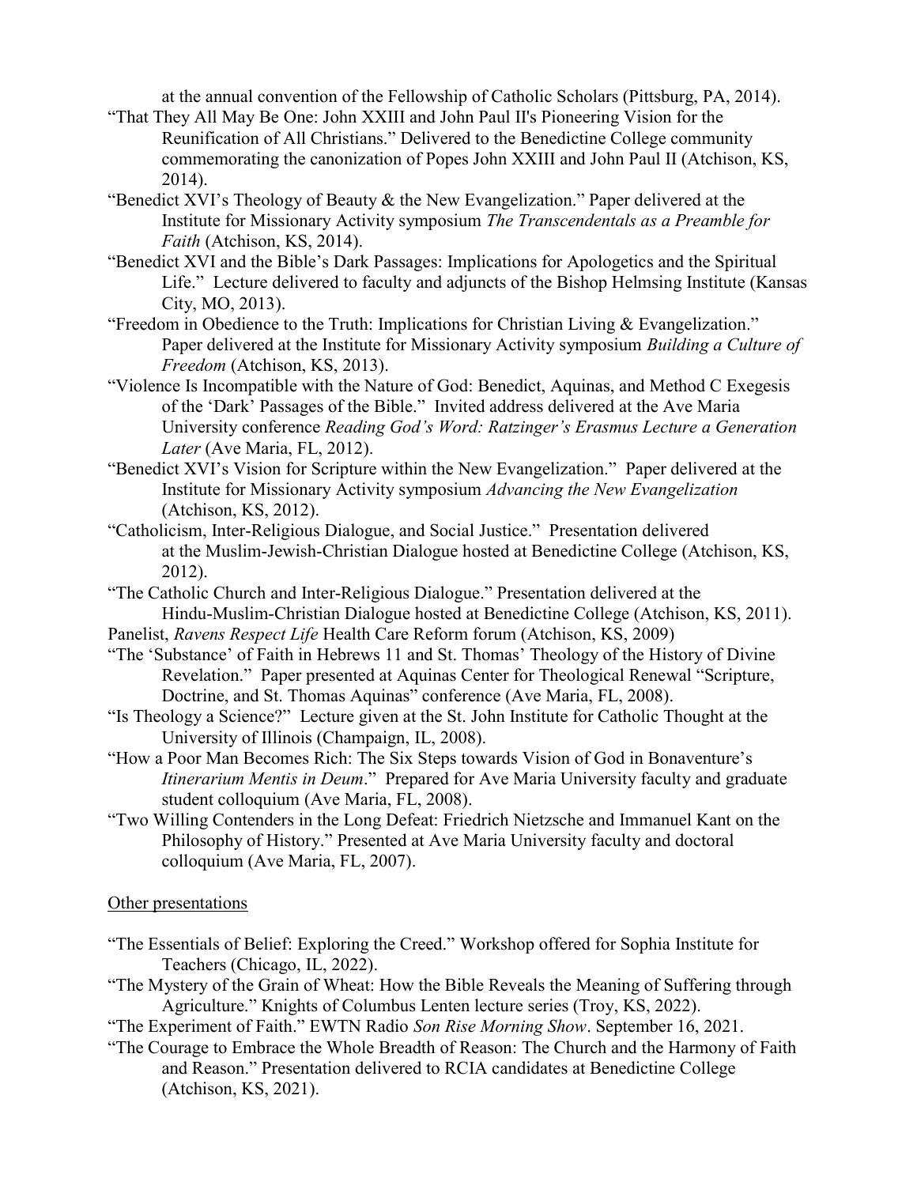at the annual convention of the Fellowship of Catholic Scholars (Pittsburg, PA, 2014).

"That They All May Be One: John XXIII and John Paul II's Pioneering Vision for the Reunification of All Christians." Delivered to the Benedictine College community commemorating the canonization of Popes John XXIII and John Paul II (Atchison, KS, 2014).

"Benedict XVI's Theology of Beauty & the New Evangelization." Paper delivered at the Institute for Missionary Activity symposium *The Transcendentals as a Preamble for Faith* (Atchison, KS, 2014).

"Benedict XVI and the Bible's Dark Passages: Implications for Apologetics and the Spiritual Life." Lecture delivered to faculty and adjuncts of the Bishop Helmsing Institute (Kansas City, MO, 2013).

"Freedom in Obedience to the Truth: Implications for Christian Living & Evangelization." Paper delivered at the Institute for Missionary Activity symposium *Building a Culture of Freedom* (Atchison, KS, 2013).

"Violence Is Incompatible with the Nature of God: Benedict, Aquinas, and Method C Exegesis of the 'Dark' Passages of the Bible." Invited address delivered at the Ave Maria University conference *Reading God's Word: Ratzinger's Erasmus Lecture a Generation Later* (Ave Maria, FL, 2012).

"Benedict XVI's Vision for Scripture within the New Evangelization." Paper delivered at the Institute for Missionary Activity symposium *Advancing the New Evangelization* (Atchison, KS, 2012).

"Catholicism, Inter-Religious Dialogue, and Social Justice." Presentation delivered at the Muslim-Jewish-Christian Dialogue hosted at Benedictine College (Atchison, KS, 2012).

"The Catholic Church and Inter-Religious Dialogue." Presentation delivered at the Hindu-Muslim-Christian Dialogue hosted at Benedictine College (Atchison, KS, 2011).

Panelist, *Ravens Respect Life* Health Care Reform forum (Atchison, KS, 2009)

"The 'Substance' of Faith in Hebrews 11 and St. Thomas' Theology of the History of Divine Revelation." Paper presented at Aquinas Center for Theological Renewal "Scripture, Doctrine, and St. Thomas Aquinas" conference (Ave Maria, FL, 2008).

"Is Theology a Science?" Lecture given at the St. John Institute for Catholic Thought at the University of Illinois (Champaign, IL, 2008).

"How a Poor Man Becomes Rich: The Six Steps towards Vision of God in Bonaventure's *Itinerarium Mentis in Deum*." Prepared for Ave Maria University faculty and graduate student colloquium (Ave Maria, FL, 2008).

"Two Willing Contenders in the Long Defeat: Friedrich Nietzsche and Immanuel Kant on the Philosophy of History." Presented at Ave Maria University faculty and doctoral colloquium (Ave Maria, FL, 2007).

<u>Other presentations</u>

"The Essentials of Belief: Exploring the Creed." Workshop offered for Sophia Institute for Teachers (Chicago, IL, 2022).

"The Mystery of the Grain of Wheat: How the Bible Reveals the Meaning of Suffering through Agriculture." Knights of Columbus Lenten lecture series (Troy, KS, 2022).

"The Experiment of Faith." EWTN Radio *Son Rise Morning Show*. September 16, 2021.

"The Courage to Embrace the Whole Breadth of Reason: The Church and the Harmony of Faith and Reason." Presentation delivered to RCIA candidates at Benedictine College (Atchison, KS, 2021).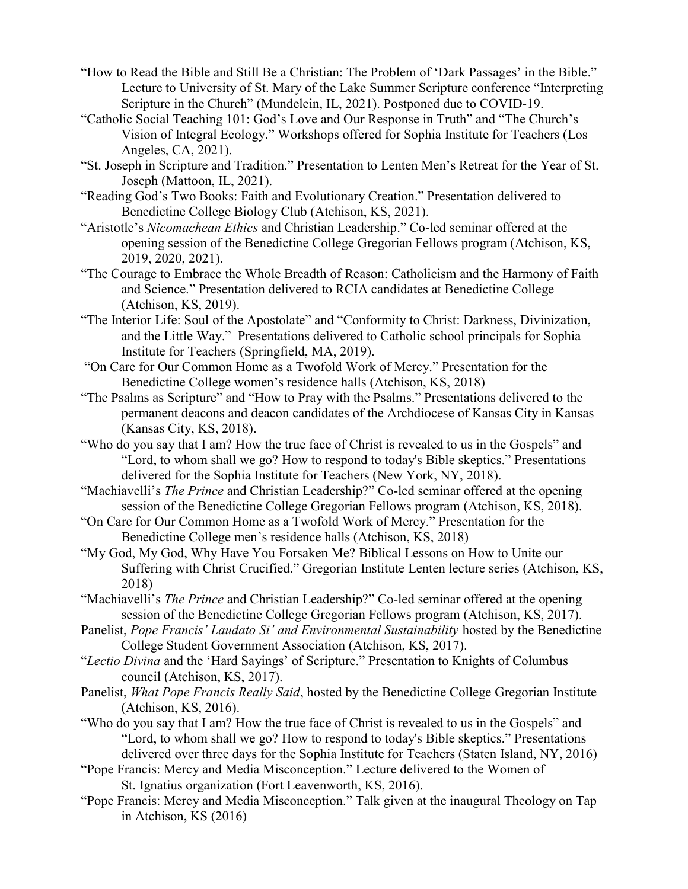"How to Read the Bible and Still Be a Christian: The Problem of 'Dark Passages' in the Bible." Lecture to University of St. Mary of the Lake Summer Scripture conference "Interpreting Scripture in the Church" (Mundelein, IL, 2021). Postponed due to COVID-19.

"Catholic Social Teaching 101: God's Love and Our Response in Truth" and "The Church's Vision of Integral Ecology." Workshops offered for Sophia Institute for Teachers (Los Angeles, CA, 2021).

"St. Joseph in Scripture and Tradition." Presentation to Lenten Men's Retreat for the Year of St. Joseph (Mattoon, IL, 2021).

"Reading God's Two Books: Faith and Evolutionary Creation." Presentation delivered to Benedictine College Biology Club (Atchison, KS, 2021).

"Aristotle's *Nicomachean Ethics* and Christian Leadership." Co-led seminar offered at the opening session of the Benedictine College Gregorian Fellows program (Atchison, KS, 2019, 2020, 2021).

"The Courage to Embrace the Whole Breadth of Reason: Catholicism and the Harmony of Faith and Science." Presentation delivered to RCIA candidates at Benedictine College (Atchison, KS, 2019).

"The Interior Life: Soul of the Apostolate" and "Conformity to Christ: Darkness, Divinization, and the Little Way." Presentations delivered to Catholic school principals for Sophia Institute for Teachers (Springfield, MA, 2019).

"On Care for Our Common Home as a Twofold Work of Mercy." Presentation for the Benedictine College women's residence halls (Atchison, KS, 2018)

"The Psalms as Scripture" and "How to Pray with the Psalms." Presentations delivered to the permanent deacons and deacon candidates of the Archdiocese of Kansas City in Kansas (Kansas City, KS, 2018).

"Who do you say that I am? How the true face of Christ is revealed to us in the Gospels" and "Lord, to whom shall we go? How to respond to today's Bible skeptics." Presentations delivered for the Sophia Institute for Teachers (New York, NY, 2018).

"Machiavelli's *The Prince* and Christian Leadership?" Co-led seminar offered at the opening session of the Benedictine College Gregorian Fellows program (Atchison, KS, 2018).

"On Care for Our Common Home as a Twofold Work of Mercy." Presentation for the Benedictine College men's residence halls (Atchison, KS, 2018)

"My God, My God, Why Have You Forsaken Me? Biblical Lessons on How to Unite our Suffering with Christ Crucified." Gregorian Institute Lenten lecture series (Atchison, KS, 2018)

"Machiavelli's *The Prince* and Christian Leadership?" Co-led seminar offered at the opening session of the Benedictine College Gregorian Fellows program (Atchison, KS, 2017).

Panelist, *Pope Francis' Laudato Si' and Environmental Sustainability* hosted by the Benedictine College Student Government Association (Atchison, KS, 2017).

"*Lectio Divina* and the 'Hard Sayings' of Scripture." Presentation to Knights of Columbus council (Atchison, KS, 2017).

Panelist, *What Pope Francis Really Said*, hosted by the Benedictine College Gregorian Institute (Atchison, KS, 2016).

"Who do you say that I am? How the true face of Christ is revealed to us in the Gospels" and "Lord, to whom shall we go? How to respond to today's Bible skeptics." Presentations delivered over three days for the Sophia Institute for Teachers (Staten Island, NY, 2016)

"Pope Francis: Mercy and Media Misconception." Lecture delivered to the Women of St. Ignatius organization (Fort Leavenworth, KS, 2016).

"Pope Francis: Mercy and Media Misconception." Talk given at the inaugural Theology on Tap in Atchison, KS (2016)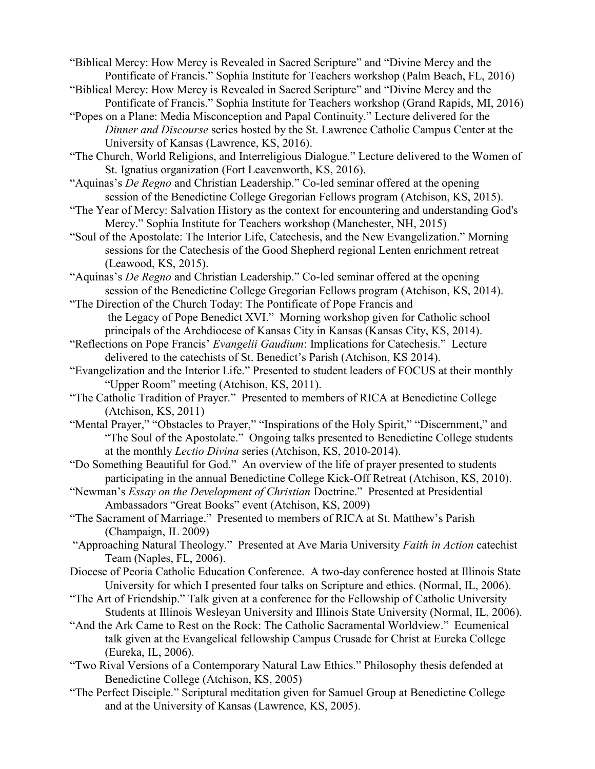"Biblical Mercy: How Mercy is Revealed in Sacred Scripture" and "Divine Mercy and the Pontificate of Francis." Sophia Institute for Teachers workshop (Palm Beach, FL, 2016)

"Biblical Mercy: How Mercy is Revealed in Sacred Scripture" and "Divine Mercy and the Pontificate of Francis." Sophia Institute for Teachers workshop (Grand Rapids, MI, 2016)

"Popes on a Plane: Media Misconception and Papal Continuity." Lecture delivered for the *Dinner and Discourse* series hosted by the St. Lawrence Catholic Campus Center at the University of Kansas (Lawrence, KS, 2016).

"The Church, World Religions, and Interreligious Dialogue." Lecture delivered to the Women of St. Ignatius organization (Fort Leavenworth, KS, 2016).

"Aquinas's *De Regno* and Christian Leadership." Co-led seminar offered at the opening session of the Benedictine College Gregorian Fellows program (Atchison, KS, 2015).

"The Year of Mercy: Salvation History as the context for encountering and understanding God's Mercy." Sophia Institute for Teachers workshop (Manchester, NH, 2015)

"Soul of the Apostolate: The Interior Life, Catechesis, and the New Evangelization." Morning sessions for the Catechesis of the Good Shepherd regional Lenten enrichment retreat (Leawood, KS, 2015).

"Aquinas's *De Regno* and Christian Leadership." Co-led seminar offered at the opening session of the Benedictine College Gregorian Fellows program (Atchison, KS, 2014).

"The Direction of the Church Today: The Pontificate of Pope Francis and the Legacy of Pope Benedict XVI." Morning workshop given for Catholic school principals of the Archdiocese of Kansas City in Kansas (Kansas City, KS, 2014).

"Reflections on Pope Francis' *Evangelii Gaudium*: Implications for Catechesis." Lecture delivered to the catechists of St. Benedict's Parish (Atchison, KS 2014).

"Evangelization and the Interior Life." Presented to student leaders of FOCUS at their monthly "Upper Room" meeting (Atchison, KS, 2011).

"The Catholic Tradition of Prayer." Presented to members of RICA at Benedictine College (Atchison, KS, 2011)

"Mental Prayer," "Obstacles to Prayer," "Inspirations of the Holy Spirit," "Discernment," and "The Soul of the Apostolate." Ongoing talks presented to Benedictine College students at the monthly *Lectio Divina* series (Atchison, KS, 2010-2014).

"Do Something Beautiful for God." An overview of the life of prayer presented to students participating in the annual Benedictine College Kick-Off Retreat (Atchison, KS, 2010).

"Newman's *Essay on the Development of Christian* Doctrine." Presented at Presidential Ambassadors "Great Books" event (Atchison, KS, 2009)

"The Sacrament of Marriage." Presented to members of RICA at St. Matthew's Parish (Champaign, IL 2009)

"Approaching Natural Theology." Presented at Ave Maria University *Faith in Action* catechist Team (Naples, FL, 2006).

Diocese of Peoria Catholic Education Conference. A two-day conference hosted at Illinois State University for which I presented four talks on Scripture and ethics. (Normal, IL, 2006).

"The Art of Friendship." Talk given at a conference for the Fellowship of Catholic University Students at Illinois Wesleyan University and Illinois State University (Normal, IL, 2006).

"And the Ark Came to Rest on the Rock: The Catholic Sacramental Worldview." Ecumenical talk given at the Evangelical fellowship Campus Crusade for Christ at Eureka College (Eureka, IL, 2006).

"Two Rival Versions of a Contemporary Natural Law Ethics." Philosophy thesis defended at Benedictine College (Atchison, KS, 2005)

"The Perfect Disciple." Scriptural meditation given for Samuel Group at Benedictine College and at the University of Kansas (Lawrence, KS, 2005).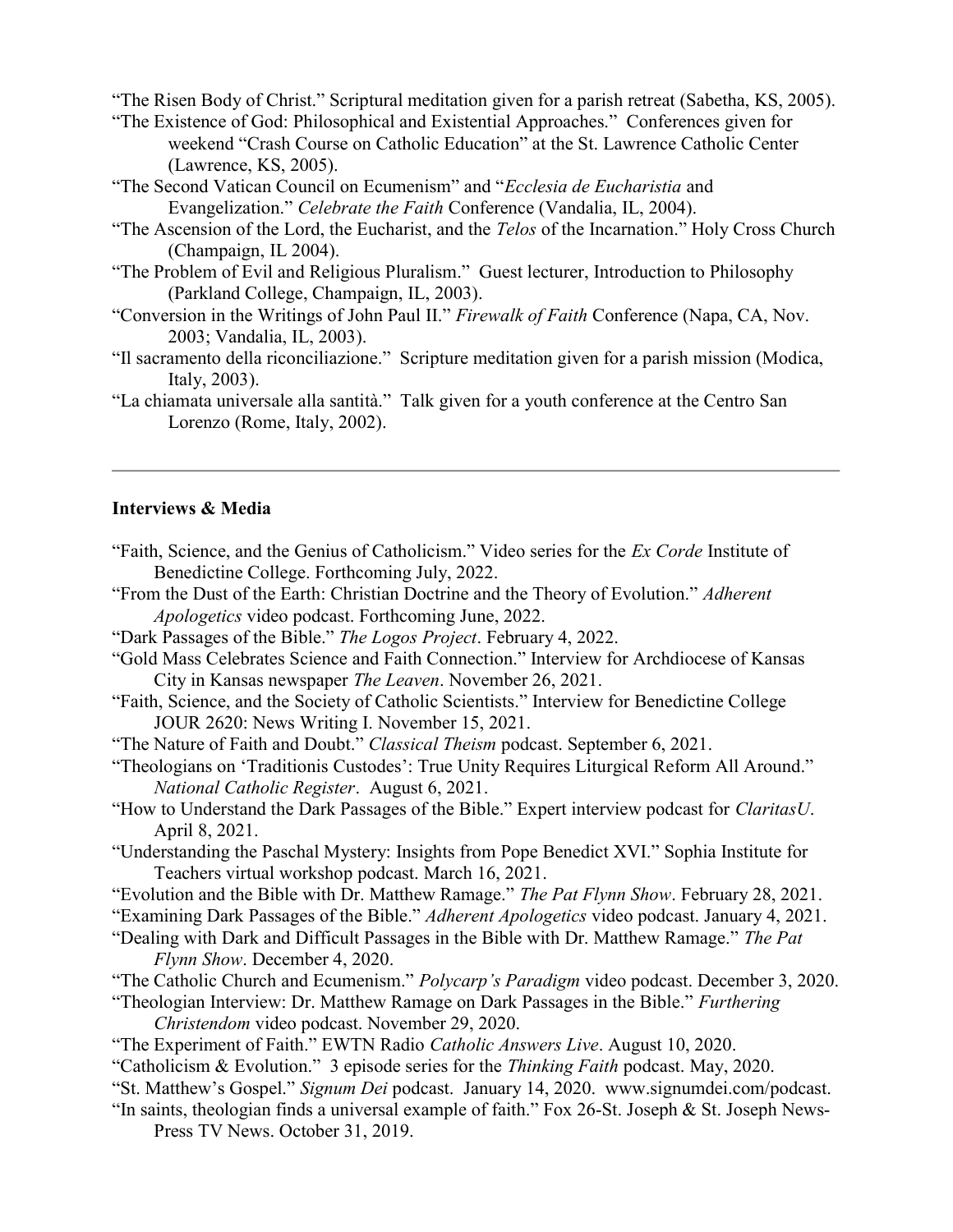"The Risen Body of Christ." Scriptural meditation given for a parish retreat (Sabetha, KS, 2005).

"The Existence of God: Philosophical and Existential Approaches." Conferences given for weekend "Crash Course on Catholic Education" at the St. Lawrence Catholic Center (Lawrence, KS, 2005).

"The Second Vatican Council on Ecumenism" and "*Ecclesia de Eucharistia* and Evangelization." *Celebrate the Faith* Conference (Vandalia, IL, 2004).

"The Ascension of the Lord, the Eucharist, and the *Telos* of the Incarnation." Holy Cross Church (Champaign, IL 2004).

"The Problem of Evil and Religious Pluralism." Guest lecturer, Introduction to Philosophy (Parkland College, Champaign, IL, 2003).

"Conversion in the Writings of John Paul II." *Firewalk of Faith* Conference (Napa, CA, Nov. 2003; Vandalia, IL, 2003).

"Il sacramento della riconciliazione." Scripture meditation given for a parish mission (Modica, Italy, 2003).

"La chiamata universale alla santità." Talk given for a youth conference at the Centro San Lorenzo (Rome, Italy, 2002).

---

**Interviews & Media**

"Faith, Science, and the Genius of Catholicism." Video series for the *Ex Corde* Institute of Benedictine College. Forthcoming July, 2022.

"From the Dust of the Earth: Christian Doctrine and the Theory of Evolution." *Adherent Apologetics* video podcast. Forthcoming June, 2022.

"Dark Passages of the Bible." *The Logos Project*. February 4, 2022.

"Gold Mass Celebrates Science and Faith Connection." Interview for Archdiocese of Kansas City in Kansas newspaper *The Leaven*. November 26, 2021.

"Faith, Science, and the Society of Catholic Scientists." Interview for Benedictine College JOUR 2620: News Writing I. November 15, 2021.

"The Nature of Faith and Doubt." *Classical Theism* podcast. September 6, 2021.

"Theologians on 'Traditionis Custodes': True Unity Requires Liturgical Reform All Around." *National Catholic Register*. August 6, 2021.

"How to Understand the Dark Passages of the Bible." Expert interview podcast for *ClaritasU*. April 8, 2021.

"Understanding the Paschal Mystery: Insights from Pope Benedict XVI." Sophia Institute for Teachers virtual workshop podcast. March 16, 2021.

"Evolution and the Bible with Dr. Matthew Ramage." *The Pat Flynn Show*. February 28, 2021.

"Examining Dark Passages of the Bible." *Adherent Apologetics* video podcast. January 4, 2021.

"Dealing with Dark and Difficult Passages in the Bible with Dr. Matthew Ramage." *The Pat Flynn Show*. December 4, 2020.

"The Catholic Church and Ecumenism." *Polycarp's Paradigm* video podcast. December 3, 2020.

"Theologian Interview: Dr. Matthew Ramage on Dark Passages in the Bible." *Furthering Christendom* video podcast. November 29, 2020.

"The Experiment of Faith." EWTN Radio *Catholic Answers Live*. August 10, 2020.

"Catholicism & Evolution." 3 episode series for the *Thinking Faith* podcast. May, 2020.

"St. Matthew's Gospel." *Signum Dei* podcast. January 14, 2020. www.signumdei.com/podcast.

"In saints, theologian finds a universal example of faith." Fox 26-St. Joseph & St. Joseph News-Press TV News. October 31, 2019.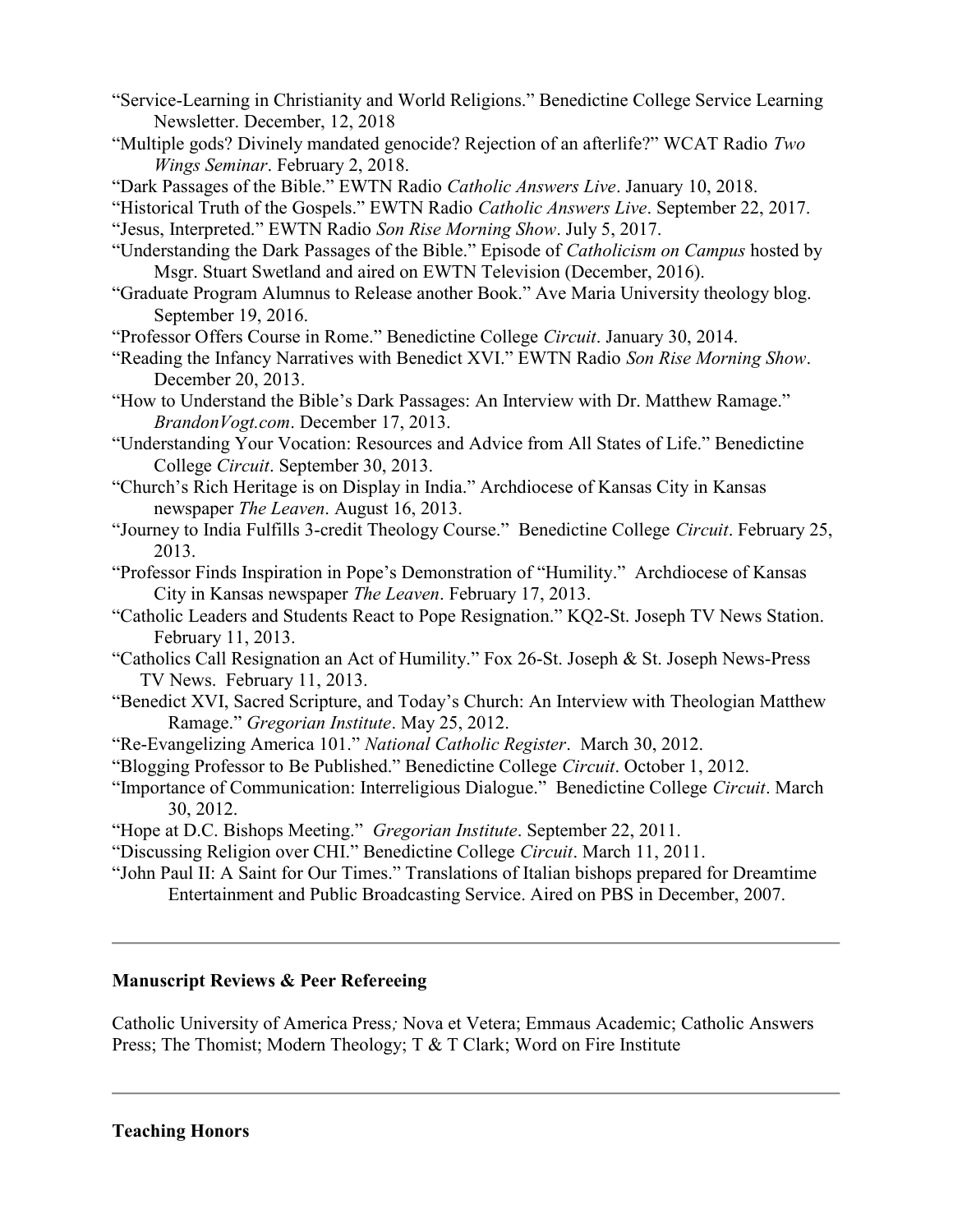"Service-Learning in Christianity and World Religions." Benedictine College Service Learning Newsletter. December, 12, 2018

"Multiple gods? Divinely mandated genocide? Rejection of an afterlife?" WCAT Radio *Two Wings Seminar*. February 2, 2018.

"Dark Passages of the Bible." EWTN Radio *Catholic Answers Live*. January 10, 2018.

"Historical Truth of the Gospels." EWTN Radio *Catholic Answers Live*. September 22, 2017.

"Jesus, Interpreted." EWTN Radio *Son Rise Morning Show*. July 5, 2017.

"Understanding the Dark Passages of the Bible." Episode of *Catholicism on Campus* hosted by Msgr. Stuart Swetland and aired on EWTN Television (December, 2016).

"Graduate Program Alumnus to Release another Book." Ave Maria University theology blog. September 19, 2016.

"Professor Offers Course in Rome." Benedictine College *Circuit*. January 30, 2014.

"Reading the Infancy Narratives with Benedict XVI." EWTN Radio *Son Rise Morning Show*. December 20, 2013.

"How to Understand the Bible's Dark Passages: An Interview with Dr. Matthew Ramage." *BrandonVogt.com*. December 17, 2013.

"Understanding Your Vocation: Resources and Advice from All States of Life." Benedictine College *Circuit*. September 30, 2013.

"Church's Rich Heritage is on Display in India." Archdiocese of Kansas City in Kansas newspaper *The Leaven*. August 16, 2013.

"Journey to India Fulfills 3-credit Theology Course." Benedictine College *Circuit*. February 25, 2013.

"Professor Finds Inspiration in Pope's Demonstration of "Humility." Archdiocese of Kansas City in Kansas newspaper *The Leaven*. February 17, 2013.

"Catholic Leaders and Students React to Pope Resignation." KQ2-St. Joseph TV News Station. February 11, 2013.

"Catholics Call Resignation an Act of Humility." Fox 26-St. Joseph & St. Joseph News-Press TV News. February 11, 2013.

"Benedict XVI, Sacred Scripture, and Today's Church: An Interview with Theologian Matthew Ramage." *Gregorian Institute*. May 25, 2012.

"Re-Evangelizing America 101." *National Catholic Register*. March 30, 2012.

"Blogging Professor to Be Published." Benedictine College *Circuit*. October 1, 2012.

"Importance of Communication: Interreligious Dialogue." Benedictine College *Circuit*. March 30, 2012.

"Hope at D.C. Bishops Meeting." *Gregorian Institute*. September 22, 2011.

"Discussing Religion over CHI." Benedictine College *Circuit*. March 11, 2011.

"John Paul II: A Saint for Our Times." Translations of Italian bishops prepared for Dreamtime Entertainment and Public Broadcasting Service. Aired on PBS in December, 2007.

---

**Manuscript Reviews & Peer Refereeing**

Catholic University of America Press*;* Nova et Vetera; Emmaus Academic; Catholic Answers Press; The Thomist; Modern Theology; T & T Clark; Word on Fire Institute

---

**Teaching Honors**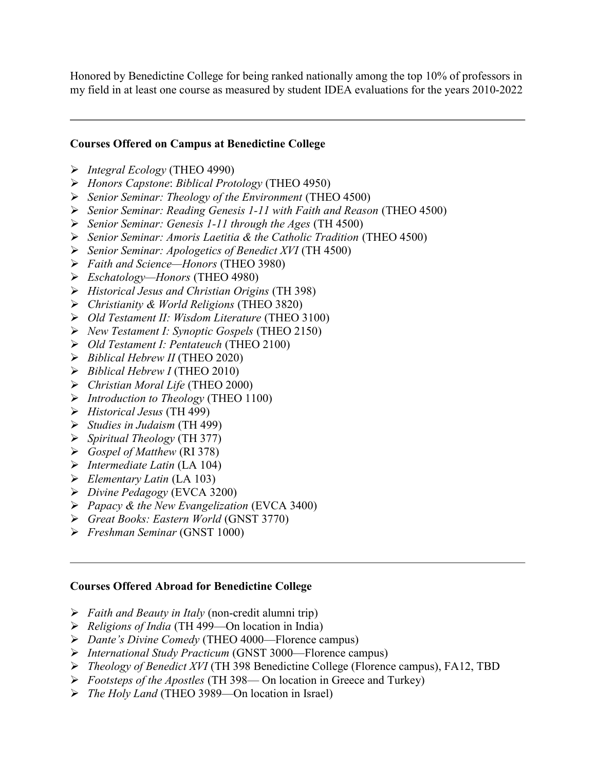Honored by Benedictine College for being ranked nationally among the top 10% of professors in my field in at least one course as measured by student IDEA evaluations for the years 2010-2022

---

**Courses Offered on Campus at Benedictine College**

- *Integral Ecology* (THEO 4990)
- *Honors Capstone*: *Biblical Protology* (THEO 4950)
- *Senior Seminar: Theology of the Environment* (THEO 4500)
- *Senior Seminar: Reading Genesis 1-11 with Faith and Reason* (THEO 4500)
- *Senior Seminar: Genesis 1-11 through the Ages* (TH 4500)
- *Senior Seminar: Amoris Laetitia & the Catholic Tradition* (THEO 4500)
- *Senior Seminar: Apologetics of Benedict XVI* (TH 4500)
- *Faith and Science—Honors* (THEO 3980)
- *Eschatology—Honors* (THEO 4980)
- *Historical Jesus and Christian Origins* (TH 398)
- *Christianity & World Religions* (THEO 3820)
- *Old Testament II: Wisdom Literature* (THEO 3100)
- *New Testament I: Synoptic Gospels* (THEO 2150)
- *Old Testament I: Pentateuch* (THEO 2100)
- *Biblical Hebrew II* (THEO 2020)
- *Biblical Hebrew I* (THEO 2010)
- *Christian Moral Life* (THEO 2000)
- *Introduction to Theology* (THEO 1100)
- *Historical Jesus* (TH 499)
- *Studies in Judaism* (TH 499)
- *Spiritual Theology* (TH 377)
- *Gospel of Matthew* (RI 378)
- *Intermediate Latin* (LA 104)
- *Elementary Latin* (LA 103)
- *Divine Pedagogy* (EVCA 3200)
- *Papacy & the New Evangelization* (EVCA 3400)
- *Great Books: Eastern World* (GNST 3770)
- *Freshman Seminar* (GNST 1000)

---

**Courses Offered Abroad for Benedictine College**

- *Faith and Beauty in Italy* (non-credit alumni trip)
- *Religions of India* (TH 499—On location in India)
- *Dante's Divine Comedy* (THEO 4000—Florence campus)
- *International Study Practicum* (GNST 3000—Florence campus)
- *Theology of Benedict XVI* (TH 398 Benedictine College (Florence campus), FA12, TBD
- *Footsteps of the Apostles* (TH 398— On location in Greece and Turkey)
- *The Holy Land* (THEO 3989—On location in Israel)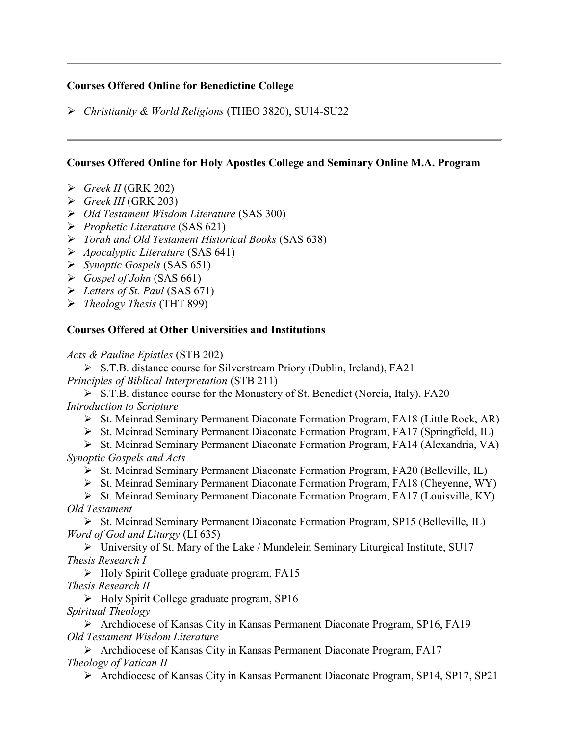---

**Courses Offered Online for Benedictine College**

- *Christianity & World Religions* (THEO 3820), SU14-SU22

---

**Courses Offered Online for Holy Apostles College and Seminary Online M.A. Program**

- *Greek II* (GRK 202)
- *Greek III* (GRK 203)
- *Old Testament Wisdom Literature* (SAS 300)
- *Prophetic Literature* (SAS 621)
- *Torah and Old Testament Historical Books* (SAS 638)
- *Apocalyptic Literature* (SAS 641)
- *Synoptic Gospels* (SAS 651)
- *Gospel of John* (SAS 661)
- *Letters of St. Paul* (SAS 671)
- *Theology Thesis* (THT 899)

**Courses Offered at Other Universities and Institutions**

*Acts & Pauline Epistles* (STB 202)
- S.T.B. distance course for Silverstream Priory (Dublin, Ireland), FA21

*Principles of Biblical Interpretation* (STB 211)
- S.T.B. distance course for the Monastery of St. Benedict (Norcia, Italy), FA20

*Introduction to Scripture*
- St. Meinrad Seminary Permanent Diaconate Formation Program, FA18 (Little Rock, AR)
- St. Meinrad Seminary Permanent Diaconate Formation Program, FA17 (Springfield, IL)
- St. Meinrad Seminary Permanent Diaconate Formation Program, FA14 (Alexandria, VA)

*Synoptic Gospels and Acts*
- St. Meinrad Seminary Permanent Diaconate Formation Program, FA20 (Belleville, IL)
- St. Meinrad Seminary Permanent Diaconate Formation Program, FA18 (Cheyenne, WY)
- St. Meinrad Seminary Permanent Diaconate Formation Program, FA17 (Louisville, KY)

*Old Testament*
- St. Meinrad Seminary Permanent Diaconate Formation Program, SP15 (Belleville, IL)

*Word of God and Liturgy* (LI 635)
- University of St. Mary of the Lake / Mundelein Seminary Liturgical Institute, SU17

*Thesis Research I*
- Holy Spirit College graduate program, FA15

*Thesis Research II*
- Holy Spirit College graduate program, SP16

*Spiritual Theology*
- Archdiocese of Kansas City in Kansas Permanent Diaconate Program, SP16, FA19

*Old Testament Wisdom Literature*
- Archdiocese of Kansas City in Kansas Permanent Diaconate Program, FA17

*Theology of Vatican II*
- Archdiocese of Kansas City in Kansas Permanent Diaconate Program, SP14, SP17, SP21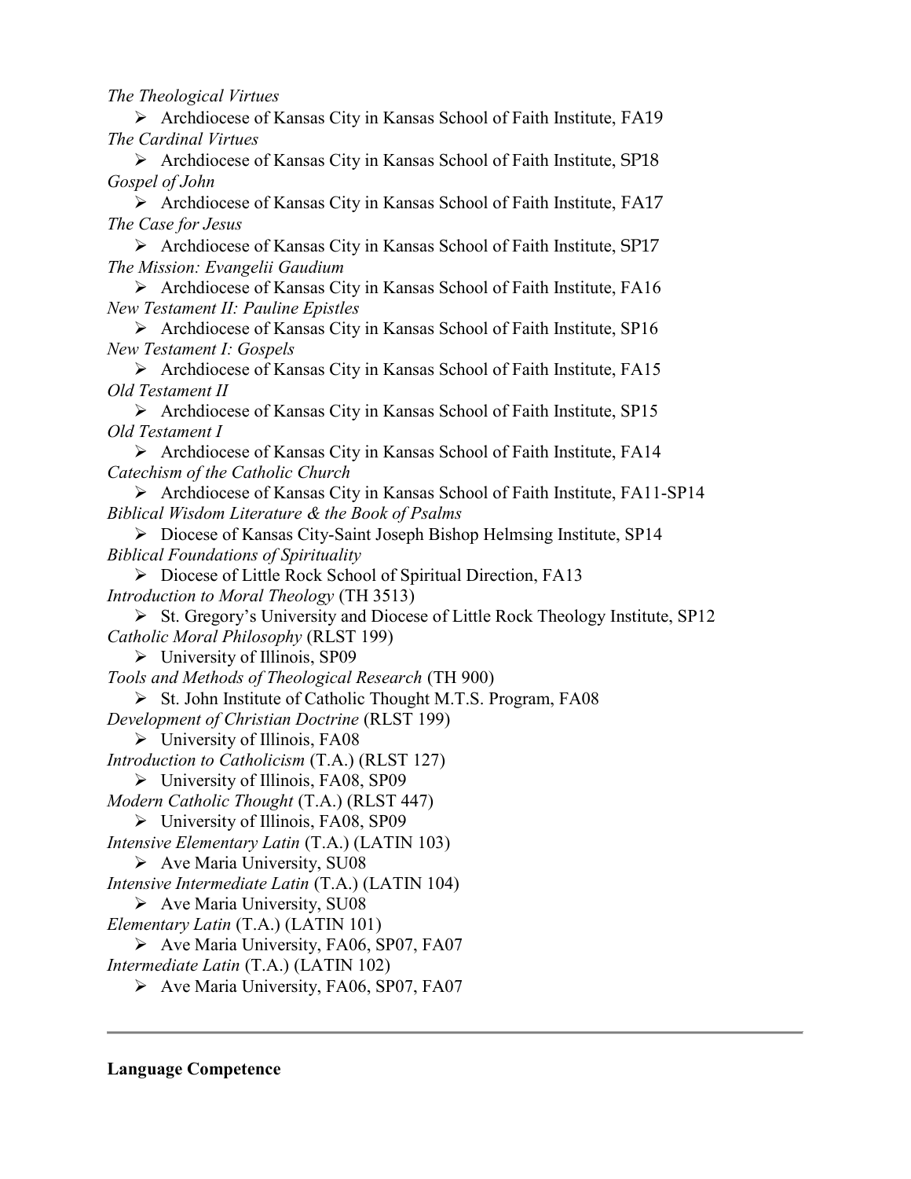*The Theological Virtues*

- Archdiocese of Kansas City in Kansas School of Faith Institute, FA19

*The Cardinal Virtues*

- Archdiocese of Kansas City in Kansas School of Faith Institute, SP18

*Gospel of John*

- Archdiocese of Kansas City in Kansas School of Faith Institute, FA17

*The Case for Jesus*

- Archdiocese of Kansas City in Kansas School of Faith Institute, SP17

*The Mission: Evangelii Gaudium*

- Archdiocese of Kansas City in Kansas School of Faith Institute, FA16

*New Testament II: Pauline Epistles*

- Archdiocese of Kansas City in Kansas School of Faith Institute, SP16

*New Testament I: Gospels*

- Archdiocese of Kansas City in Kansas School of Faith Institute, FA15

*Old Testament II*

- Archdiocese of Kansas City in Kansas School of Faith Institute, SP15

*Old Testament I*

- Archdiocese of Kansas City in Kansas School of Faith Institute, FA14

*Catechism of the Catholic Church*

- Archdiocese of Kansas City in Kansas School of Faith Institute, FA11-SP14

*Biblical Wisdom Literature & the Book of Psalms*

- Diocese of Kansas City-Saint Joseph Bishop Helmsing Institute, SP14

*Biblical Foundations of Spirituality*

- Diocese of Little Rock School of Spiritual Direction, FA13

*Introduction to Moral Theology* (TH 3513)

- St. Gregory's University and Diocese of Little Rock Theology Institute, SP12

*Catholic Moral Philosophy* (RLST 199)

- University of Illinois, SP09

*Tools and Methods of Theological Research* (TH 900)

- St. John Institute of Catholic Thought M.T.S. Program, FA08

*Development of Christian Doctrine* (RLST 199)

- University of Illinois, FA08

*Introduction to Catholicism* (T.A.) (RLST 127)

- University of Illinois, FA08, SP09

*Modern Catholic Thought* (T.A.) (RLST 447)

- University of Illinois, FA08, SP09

*Intensive Elementary Latin* (T.A.) (LATIN 103)

- Ave Maria University, SU08

*Intensive Intermediate Latin* (T.A.) (LATIN 104)

- Ave Maria University, SU08

*Elementary Latin* (T.A.) (LATIN 101)

- Ave Maria University, FA06, SP07, FA07

*Intermediate Latin* (T.A.) (LATIN 102)

- Ave Maria University, FA06, SP07, FA07

---

**Language Competence**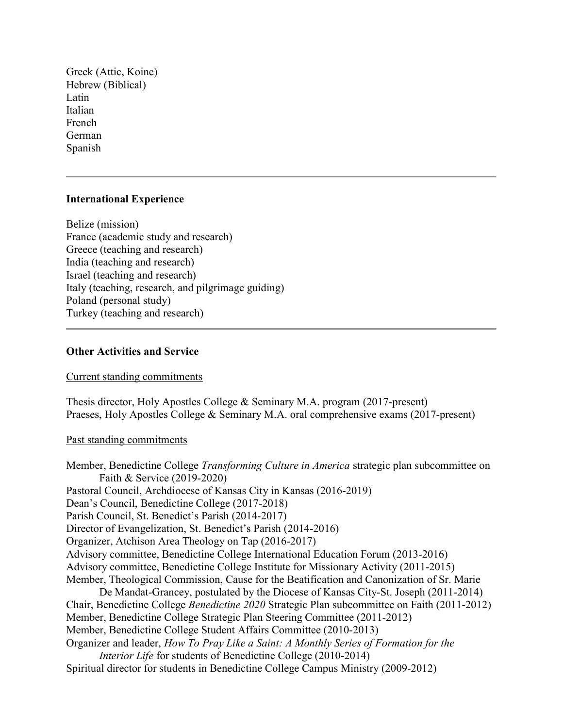Greek (Attic, Koine)
Hebrew (Biblical)
Latin
Italian
French
German
Spanish

---

## International Experience

Belize (mission)
France (academic study and research)
Greece (teaching and research)
India (teaching and research)
Israel (teaching and research)
Italy (teaching, research, and pilgrimage guiding)
Poland (personal study)
Turkey (teaching and research)

---

## Other Activities and Service

<u>Current standing commitments</u>

Thesis director, Holy Apostles College & Seminary M.A. program (2017-present)
Praeses, Holy Apostles College & Seminary M.A. oral comprehensive exams (2017-present)

<u>Past standing commitments</u>

Member, Benedictine College *Transforming Culture in America* strategic plan subcommittee on Faith & Service (2019-2020)
Pastoral Council, Archdiocese of Kansas City in Kansas (2016-2019)
Dean's Council, Benedictine College (2017-2018)
Parish Council, St. Benedict's Parish (2014-2017)
Director of Evangelization, St. Benedict's Parish (2014-2016)
Organizer, Atchison Area Theology on Tap (2016-2017)
Advisory committee, Benedictine College International Education Forum (2013-2016)
Advisory committee, Benedictine College Institute for Missionary Activity (2011-2015)
Member, Theological Commission, Cause for the Beatification and Canonization of Sr. Marie De Mandat-Grancey, postulated by the Diocese of Kansas City-St. Joseph (2011-2014)
Chair, Benedictine College *Benedictine 2020* Strategic Plan subcommittee on Faith (2011-2012)
Member, Benedictine College Strategic Plan Steering Committee (2011-2012)
Member, Benedictine College Student Affairs Committee (2010-2013)
Organizer and leader, *How To Pray Like a Saint: A Monthly Series of Formation for the Interior Life* for students of Benedictine College (2010-2014)
Spiritual director for students in Benedictine College Campus Ministry (2009-2012)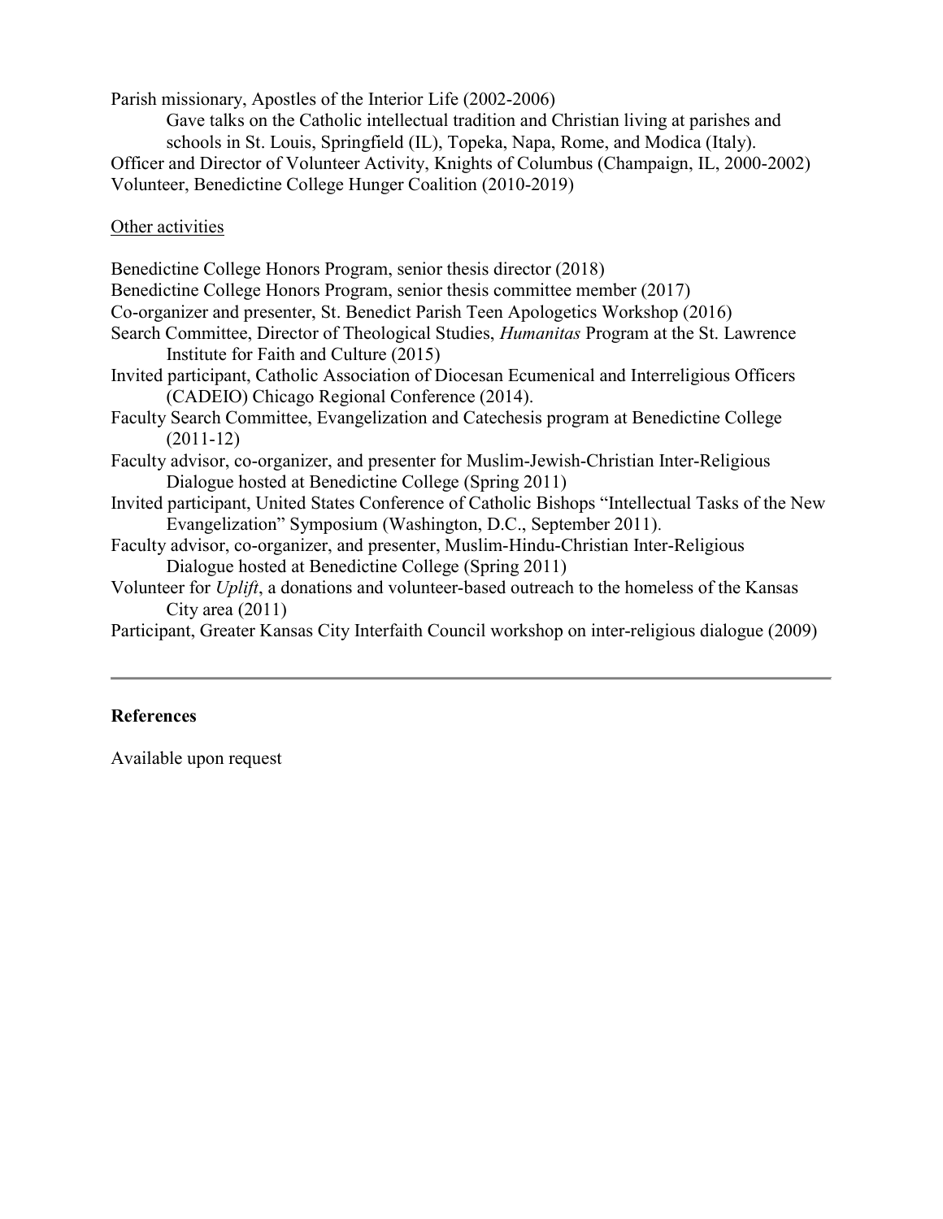Parish missionary, Apostles of the Interior Life (2002-2006)
Gave talks on the Catholic intellectual tradition and Christian living at parishes and schools in St. Louis, Springfield (IL), Topeka, Napa, Rome, and Modica (Italy).
Officer and Director of Volunteer Activity, Knights of Columbus (Champaign, IL, 2000-2002)
Volunteer, Benedictine College Hunger Coalition (2010-2019)

Other activities

Benedictine College Honors Program, senior thesis director (2018)
Benedictine College Honors Program, senior thesis committee member (2017)
Co-organizer and presenter, St. Benedict Parish Teen Apologetics Workshop (2016)
Search Committee, Director of Theological Studies, *Humanitas* Program at the St. Lawrence Institute for Faith and Culture (2015)
Invited participant, Catholic Association of Diocesan Ecumenical and Interreligious Officers (CADEIO) Chicago Regional Conference (2014).
Faculty Search Committee, Evangelization and Catechesis program at Benedictine College (2011-12)
Faculty advisor, co-organizer, and presenter for Muslim-Jewish-Christian Inter-Religious Dialogue hosted at Benedictine College (Spring 2011)
Invited participant, United States Conference of Catholic Bishops "Intellectual Tasks of the New Evangelization" Symposium (Washington, D.C., September 2011).
Faculty advisor, co-organizer, and presenter, Muslim-Hindu-Christian Inter-Religious Dialogue hosted at Benedictine College (Spring 2011)
Volunteer for *Uplift*, a donations and volunteer-based outreach to the homeless of the Kansas City area (2011)
Participant, Greater Kansas City Interfaith Council workshop on inter-religious dialogue (2009)

---

**References**

Available upon request